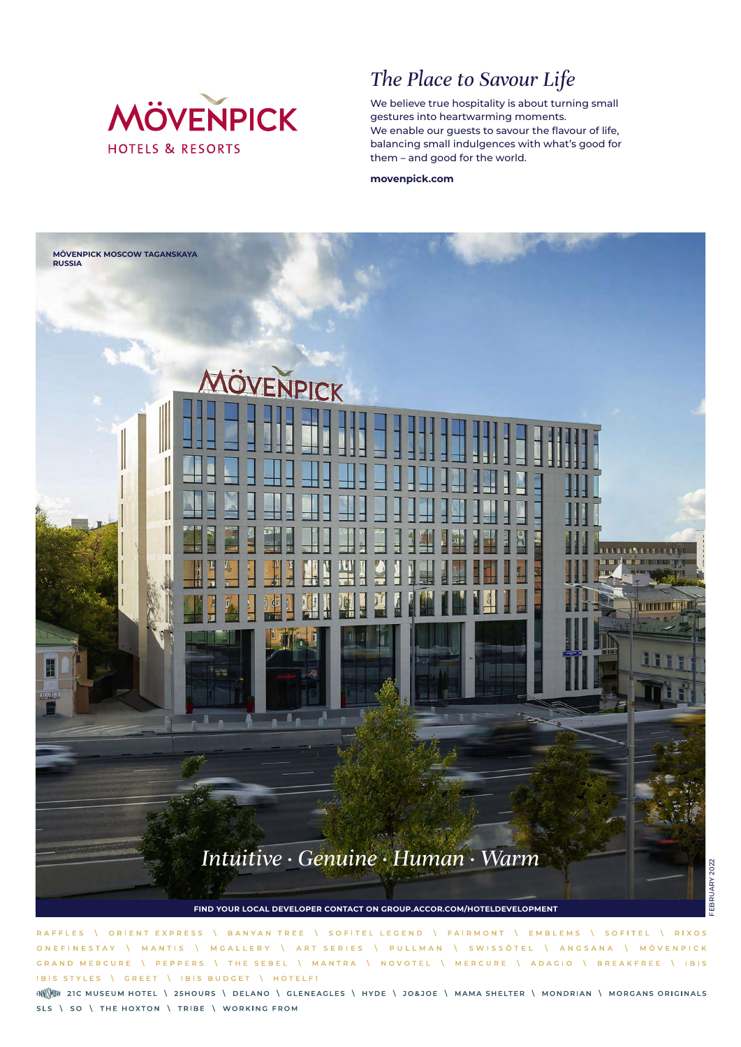MÖVENPICK
HOTELS & RESORTS

## *The Place to Savour Life*

We believe true hospitality is about turning small gestures into heartwarming moments.
We enable our guests to savour the flavour of life, balancing small indulgences with what's good for them – and good for the world.

**movenpick.com**

**MÖVENPICK MOSCOW TAGANSKAYA**
**RUSSIA**

*Intuitive · Genuine · Human · Warm*

**FIND YOUR LOCAL DEVELOPER CONTACT ON GROUP.ACCOR.COM/HOTELDEVELOPMENT**

FEBRUARY 2022

RAFFLES \ ORIENT EXPRESS \ BANYAN TREE \ SOFITEL LEGEND \ FAIRMONT \ EMBLEMS \ SOFITEL \ RIXOS
ONEFINESTAY \ MANTIS \ MGALLERY \ ART SERIES \ PULLMAN \ SWISSÔTEL \ ANGSANA \ MÖVENPICK
GRAND MERCURE \ PEPPERS \ THE SEBEL \ MANTRA \ NOVOTEL \ MERCURE \ ADAGIO \ BREAKFREE \ IBIS
IBIS STYLES \ GREET \ IBIS BUDGET \ HOTELF1

ENNISMORE 21C MUSEUM HOTEL \ 25HOURS \ DELANO \ GLENEAGLES \ HYDE \ JO&JOE \ MAMA SHELTER \ MONDRIAN \ MORGANS ORIGINALS
SLS \ SO \ THE HOXTON \ TRIBE \ WORKING FROM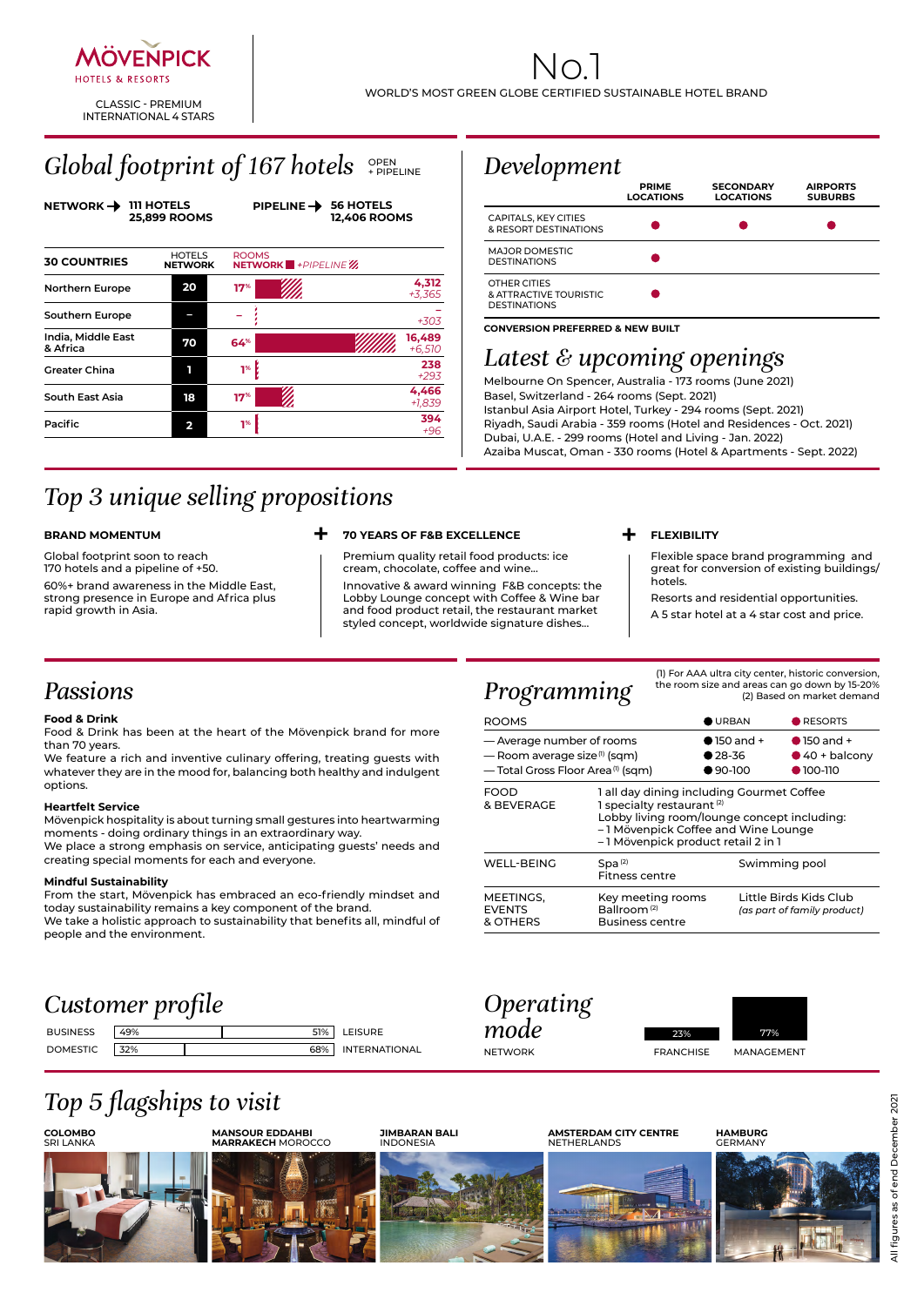MÖVENPICK
HOTELS & RESORTS

CLASSIC - PREMIUM
INTERNATIONAL 4 STARS

# No.1

WORLD'S MOST GREEN GLOBE CERTIFIED SUSTAINABLE HOTEL BRAND

## Global footprint of 167 hotels

OPEN + PIPELINE

**NETWORK** → **111 HOTELS 25,899 ROOMS**

**PIPELINE** → **56 HOTELS 12,406 ROOMS**

| 30 COUNTRIES | HOTELS NETWORK | ROOMS NETWORK | +PIPELINE |
|---|---|---|---|
| Northern Europe | 20 | 17% 4,312 | +3,365 |
| Southern Europe | – | – – | +303 |
| India, Middle East & Africa | 70 | 64% 16,489 | +6,510 |
| Greater China | 1 | 1% 238 | +293 |
| South East Asia | 18 | 17% 4,466 | +1,839 |
| Pacific | 2 | 1% 394 | +96 |

## Development

| | PRIME LOCATIONS | SECONDARY LOCATIONS | AIRPORTS SUBURBS |
|---|---|---|---|
| CAPITALS, KEY CITIES & RESORT DESTINATIONS | ● | ● | ● |
| MAJOR DOMESTIC DESTINATIONS | ● | | |
| OTHER CITIES & ATTRACTIVE TOURISTIC DESTINATIONS | ● | | |

**CONVERSION PREFERRED & NEW BUILT**

## Latest & upcoming openings

Melbourne On Spencer, Australia - 173 rooms (June 2021)
Basel, Switzerland - 264 rooms (Sept. 2021)
Istanbul Asia Airport Hotel, Turkey - 294 rooms (Sept. 2021)
Riyadh, Saudi Arabia - 359 rooms (Hotel and Residences - Oct. 2021)
Dubai, U.A.E. - 299 rooms (Hotel and Living - Jan. 2022)
Azaiba Muscat, Oman - 330 rooms (Hotel & Apartments - Sept. 2022)

## Top 3 unique selling propositions

**BRAND MOMENTUM**

Global footprint soon to reach 170 hotels and a pipeline of +50.

60%+ brand awareness in the Middle East, strong presence in Europe and Africa plus rapid growth in Asia.

**70 YEARS OF F&B EXCELLENCE**

Premium quality retail food products: ice cream, chocolate, coffee and wine...

Innovative & award winning F&B concepts: the Lobby Lounge concept with Coffee & Wine bar and food product retail, the restaurant market styled concept, worldwide signature dishes...

**FLEXIBILITY**

Flexible space brand programming and great for conversion of existing buildings/ hotels.

Resorts and residential opportunities.

A 5 star hotel at a 4 star cost and price.

## Passions

**Food & Drink**
Food & Drink has been at the heart of the Mövenpick brand for more than 70 years.
We feature a rich and inventive culinary offering, treating guests with whatever they are in the mood for, balancing both healthy and indulgent options.

**Heartfelt Service**
Mövenpick hospitality is about turning small gestures into heartwarming moments - doing ordinary things in an extraordinary way.
We place a strong emphasis on service, anticipating guests' needs and creating special moments for each and everyone.

**Mindful Sustainability**
From the start, Mövenpick has embraced an eco-friendly mindset and today sustainability remains a key component of the brand.
We take a holistic approach to sustainability that benefits all, mindful of people and the environment.

## Programming

(1) For AAA ultra city center, historic conversion, the room size and areas can go down by 15-20%
(2) Based on market demand

| ROOMS | URBAN | RESORTS |
|---|---|---|
| — Average number of rooms | 150 and + | 150 and + |
| — Room average size [1] (sqm) | 28-36 | 40 + balcony |
| — Total Gross Floor Area [1] (sqm) | 90-100 | 100-110 |

| | | |
|---|---|---|
| FOOD & BEVERAGE | 1 all day dining including Gourmet Coffee<br>1 specialty restaurant [2]<br>Lobby living room/lounge concept including:<br>– 1 Mövenpick Coffee and Wine Lounge<br>– 1 Mövenpick product retail 2 in 1 | |
| WELL-BEING | Spa [2]<br>Fitness centre | Swimming pool |
| MEETINGS, EVENTS & OTHERS | Key meeting rooms<br>Ballroom [2]<br>Business centre | Little Birds Kids Club<br>*(as part of family product)* |

## Customer profile

BUSINESS 49% — 51% LEISURE
DOMESTIC 32% — 68% INTERNATIONAL

## Operating mode

NETWORK
23% FRANCHISE
77% MANAGEMENT

## Top 5 flagships to visit

**COLOMBO** SRI LANKA

**MANSOUR EDDAHBI MARRAKECH** MOROCCO

**JIMBARAN BALI** INDONESIA

**AMSTERDAM CITY CENTRE** NETHERLANDS

**HAMBURG** GERMANY

All figures as of end December 2021